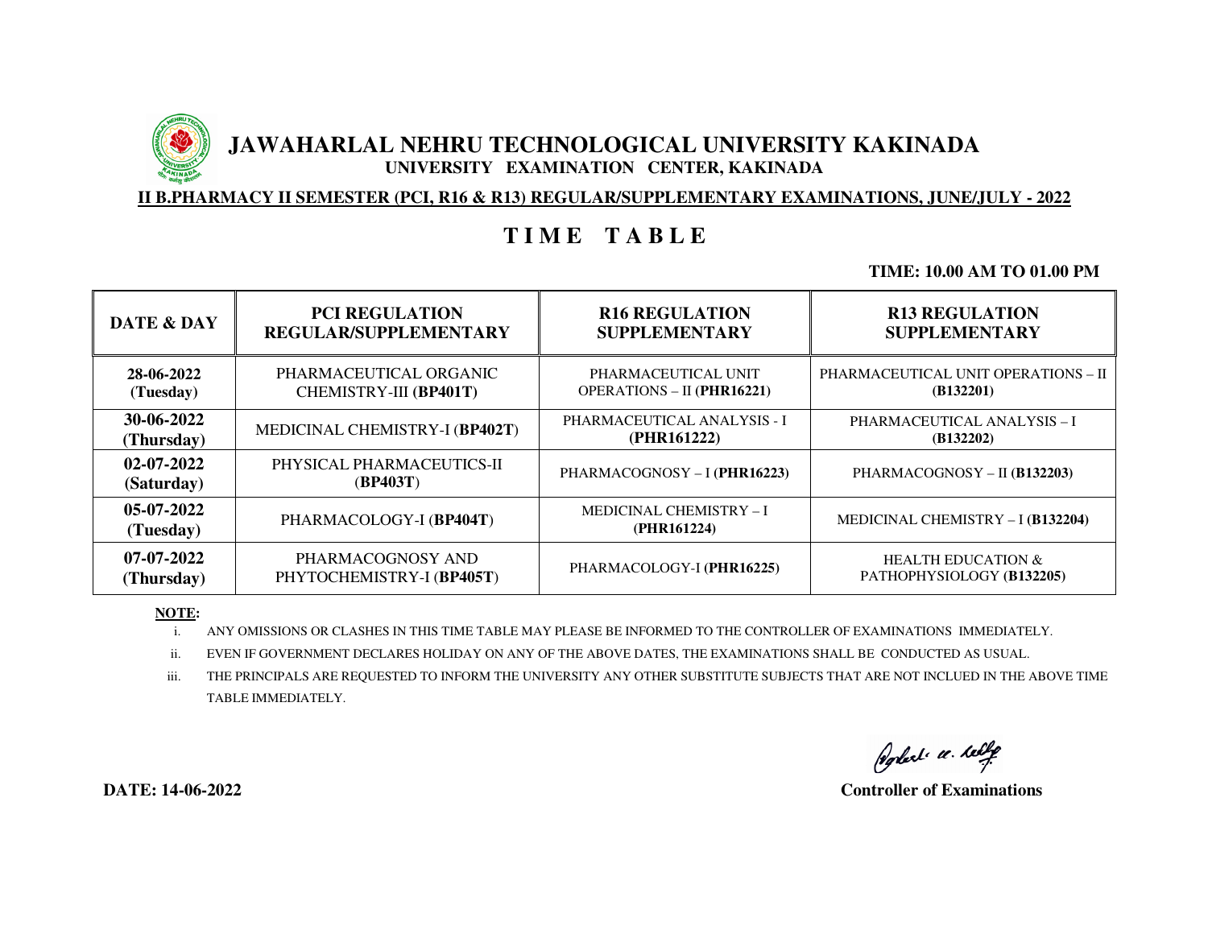# JAWAHARLAL NEHRU TECHNOLOGICAL UNIVERSITY KAKINADA

**UNIVERSITY EXAMINATION CENTER, KAKINADA**

**II B.PHARMACY II SEMESTER (PCI, R16 & R13) REGULAR/SUPPLEMENTARY EXAMINATIONS, JUNE/JULY - 2022**

## TIME TABLE

**TIME: 10.00 AM TO 01.00 PM**

| DATE & DAY | PCI REGULATION REGULAR/SUPPLEMENTARY | R16 REGULATION SUPPLEMENTARY | R13 REGULATION SUPPLEMENTARY |
|---|---|---|---|
| **28-06-2022 (Tuesday)** | PHARMACEUTICAL ORGANIC CHEMISTRY-III (**BP401T**) | PHARMACEUTICAL UNIT OPERATIONS – II (**PHR16221**) | PHARMACEUTICAL UNIT OPERATIONS – II (**B132201**) |
| **30-06-2022 (Thursday)** | MEDICINAL CHEMISTRY-I (**BP402T**) | PHARMACEUTICAL ANALYSIS - I (**PHR161222**) | PHARMACEUTICAL ANALYSIS – I (**B132202**) |
| **02-07-2022 (Saturday)** | PHYSICAL PHARMACEUTICS-II (**BP403T**) | PHARMACOGNOSY – I (**PHR16223**) | PHARMACOGNOSY – II (**B132203**) |
| **05-07-2022 (Tuesday)** | PHARMACOLOGY-I (**BP404T**) | MEDICINAL CHEMISTRY – I (**PHR161224**) | MEDICINAL CHEMISTRY – I (**B132204**) |
| **07-07-2022 (Thursday)** | PHARMACOGNOSY AND PHYTOCHEMISTRY-I (**BP405T**) | PHARMACOLOGY-I (**PHR16225**) | HEALTH EDUCATION & PATHOPHYSIOLOGY (**B132205**) |

**NOTE:**

i. ANY OMISSIONS OR CLASHES IN THIS TIME TABLE MAY PLEASE BE INFORMED TO THE CONTROLLER OF EXAMINATIONS IMMEDIATELY.

ii. EVEN IF GOVERNMENT DECLARES HOLIDAY ON ANY OF THE ABOVE DATES, THE EXAMINATIONS SHALL BE CONDUCTED AS USUAL.

iii. THE PRINCIPALS ARE REQUESTED TO INFORM THE UNIVERSITY ANY OTHER SUBSTITUTE SUBJECTS THAT ARE NOT INCLUED IN THE ABOVE TIME TABLE IMMEDIATELY.

**DATE: 14-06-2022**

**Controller of Examinations**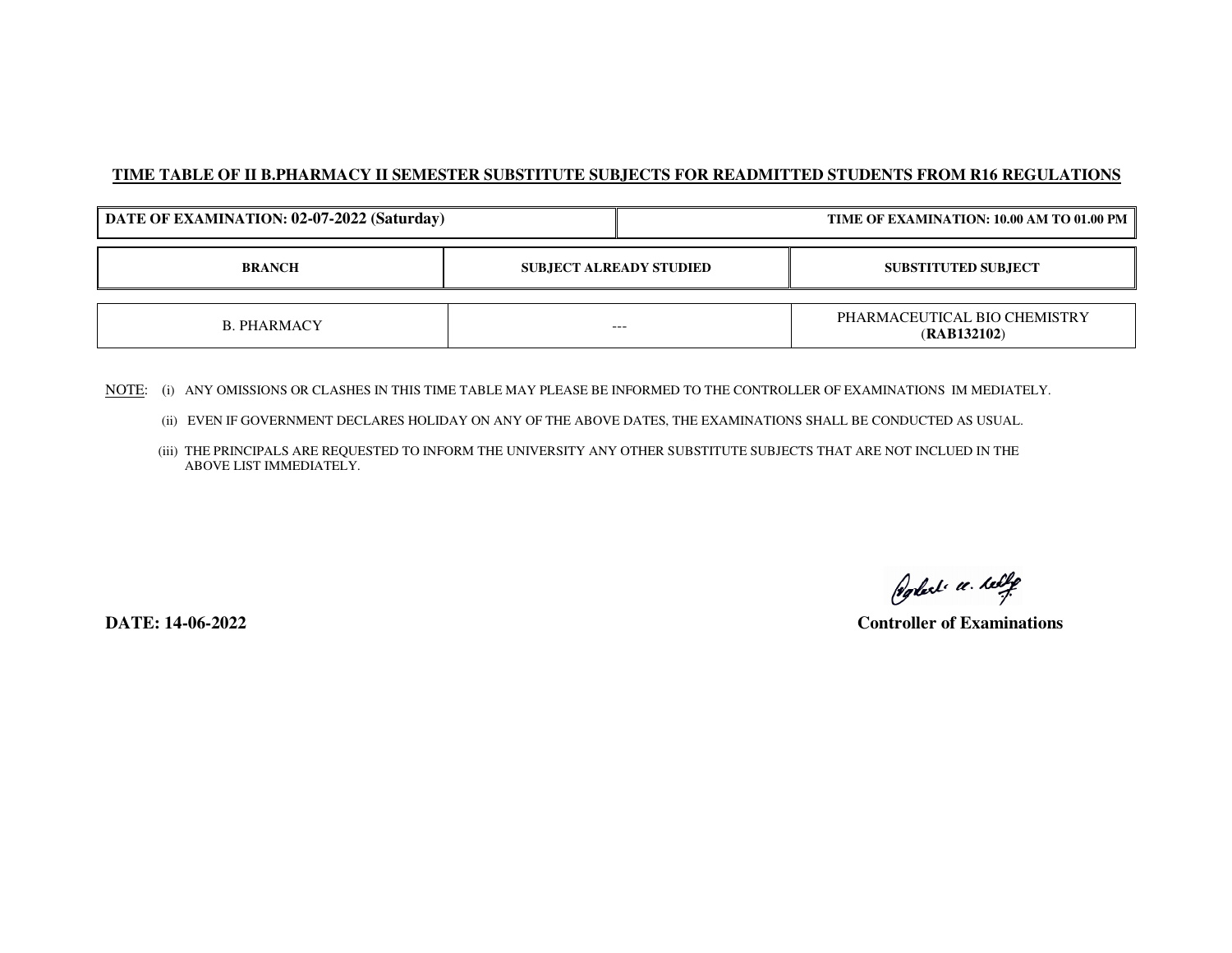## TIME TABLE OF II B.PHARMACY II SEMESTER SUBSTITUTE SUBJECTS FOR READMITTED STUDENTS FROM R16 REGULATIONS

| DATE OF EXAMINATION: 02-07-2022 (Saturday) | | TIME OF EXAMINATION: 10.00 AM TO 01.00 PM |
|---|---|---|
| **BRANCH** | **SUBJECT ALREADY STUDIED** | **SUBSTITUTED SUBJECT** |
| B. PHARMACY | --- | PHARMACEUTICAL BIO CHEMISTRY (**RAB132102**) |

NOTE: (i) ANY OMISSIONS OR CLASHES IN THIS TIME TABLE MAY PLEASE BE INFORMED TO THE CONTROLLER OF EXAMINATIONS IM MEDIATELY.

(ii) EVEN IF GOVERNMENT DECLARES HOLIDAY ON ANY OF THE ABOVE DATES, THE EXAMINATIONS SHALL BE CONDUCTED AS USUAL.

(iii) THE PRINCIPALS ARE REQUESTED TO INFORM THE UNIVERSITY ANY OTHER SUBSTITUTE SUBJECTS THAT ARE NOT INCLUED IN THE ABOVE LIST IMMEDIATELY.

**DATE: 14-06-2022**

**Controller of Examinations**